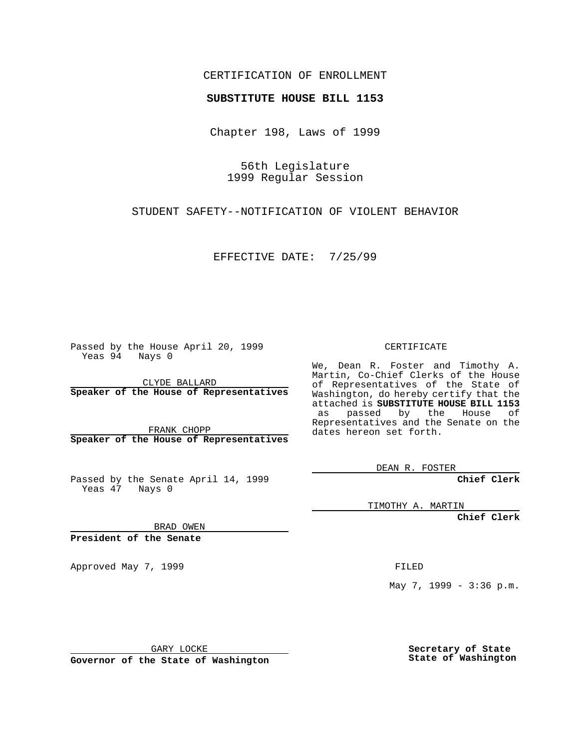CERTIFICATION OF ENROLLMENT

**SUBSTITUTE HOUSE BILL 1153**

Chapter 198, Laws of 1999

56th Legislature
1999 Regular Session

STUDENT SAFETY--NOTIFICATION OF VIOLENT BEHAVIOR

EFFECTIVE DATE: 7/25/99

Passed by the House April 20, 1999
Yeas 94 Nays 0

CLYDE BALLARD
**Speaker of the House of Representatives**

FRANK CHOPP
**Speaker of the House of Representatives**

Passed by the Senate April 14, 1999
Yeas 47 Nays 0

BRAD OWEN
**President of the Senate**

Approved May 7, 1999

GARY LOCKE
**Governor of the State of Washington**

CERTIFICATE

We, Dean R. Foster and Timothy A. Martin, Co-Chief Clerks of the House of Representatives of the State of Washington, do hereby certify that the attached is **SUBSTITUTE HOUSE BILL 1153** as passed by the House of Representatives and the Senate on the dates hereon set forth.

DEAN R. FOSTER
**Chief Clerk**

TIMOTHY A. MARTIN
**Chief Clerk**

FILED

May 7, 1999 - 3:36 p.m.

**Secretary of State**
**State of Washington**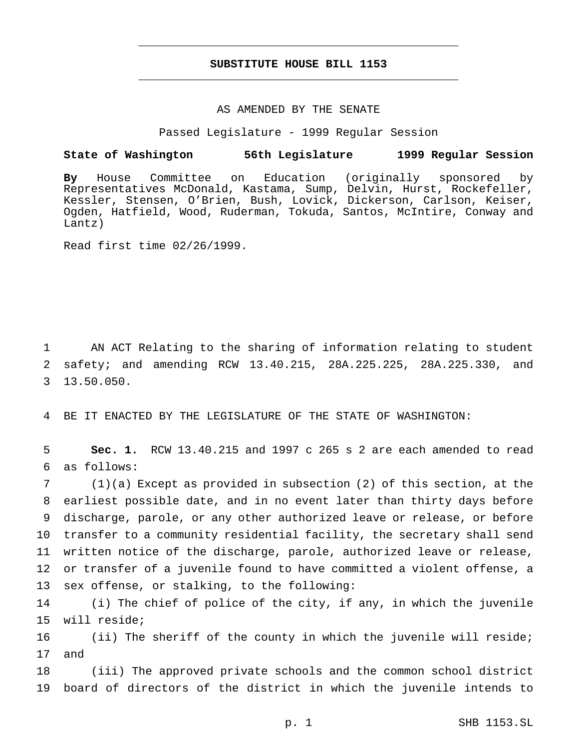# SUBSTITUTE HOUSE BILL 1153

AS AMENDED BY THE SENATE

Passed Legislature - 1999 Regular Session

**State of Washington 56th Legislature 1999 Regular Session**

**By** House Committee on Education (originally sponsored by Representatives McDonald, Kastama, Sump, Delvin, Hurst, Rockefeller, Kessler, Stensen, O'Brien, Bush, Lovick, Dickerson, Carlson, Keiser, Ogden, Hatfield, Wood, Ruderman, Tokuda, Santos, McIntire, Conway and Lantz)

Read first time 02/26/1999.

AN ACT Relating to the sharing of information relating to student safety; and amending RCW 13.40.215, 28A.225.225, 28A.225.330, and 13.50.050.

BE IT ENACTED BY THE LEGISLATURE OF THE STATE OF WASHINGTON:

**Sec. 1.** RCW 13.40.215 and 1997 c 265 s 2 are each amended to read as follows:

(1)(a) Except as provided in subsection (2) of this section, at the earliest possible date, and in no event later than thirty days before discharge, parole, or any other authorized leave or release, or before transfer to a community residential facility, the secretary shall send written notice of the discharge, parole, authorized leave or release, or transfer of a juvenile found to have committed a violent offense, a sex offense, or stalking, to the following:

(i) The chief of police of the city, if any, in which the juvenile will reside;

(ii) The sheriff of the county in which the juvenile will reside; and

(iii) The approved private schools and the common school district board of directors of the district in which the juvenile intends to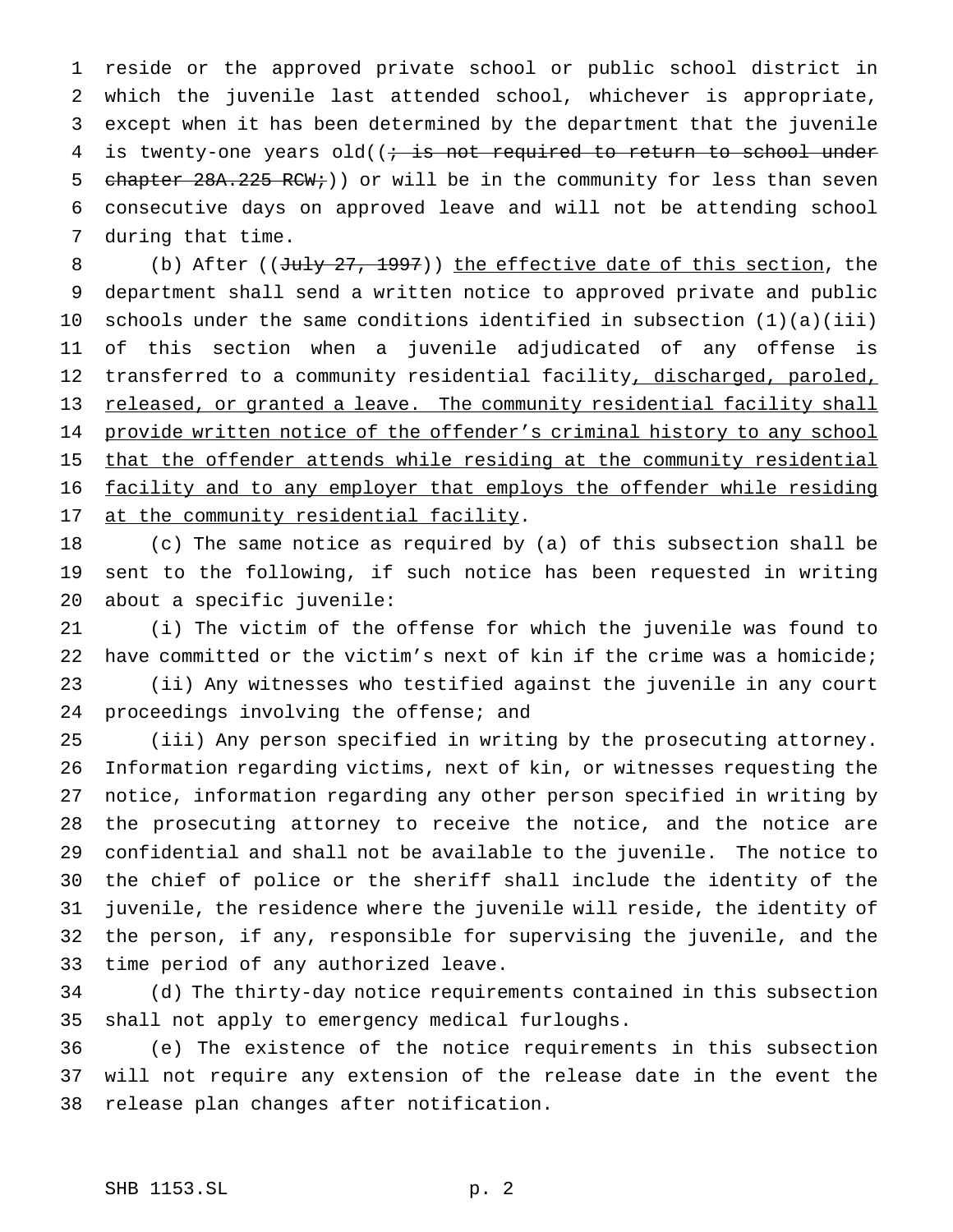reside or the approved private school or public school district in which the juvenile last attended school, whichever is appropriate, except when it has been determined by the department that the juvenile is twenty-one years old((~~; is not required to return to school under chapter 28A.225 RCW;~~)) or will be in the community for less than seven consecutive days on approved leave and will not be attending school during that time.

(b) After ((~~July 27, 1997~~)) <u>the effective date of this section</u>, the department shall send a written notice to approved private and public schools under the same conditions identified in subsection (1)(a)(iii) of this section when a juvenile adjudicated of any offense is transferred to a community residential facility<u>, discharged, paroled, released, or granted a leave. The community residential facility shall provide written notice of the offender's criminal history to any school that the offender attends while residing at the community residential facility and to any employer that employs the offender while residing at the community residential facility</u>.

(c) The same notice as required by (a) of this subsection shall be sent to the following, if such notice has been requested in writing about a specific juvenile:

(i) The victim of the offense for which the juvenile was found to have committed or the victim's next of kin if the crime was a homicide;

(ii) Any witnesses who testified against the juvenile in any court proceedings involving the offense; and

(iii) Any person specified in writing by the prosecuting attorney. Information regarding victims, next of kin, or witnesses requesting the notice, information regarding any other person specified in writing by the prosecuting attorney to receive the notice, and the notice are confidential and shall not be available to the juvenile. The notice to the chief of police or the sheriff shall include the identity of the juvenile, the residence where the juvenile will reside, the identity of the person, if any, responsible for supervising the juvenile, and the time period of any authorized leave.

(d) The thirty-day notice requirements contained in this subsection shall not apply to emergency medical furloughs.

(e) The existence of the notice requirements in this subsection will not require any extension of the release date in the event the release plan changes after notification.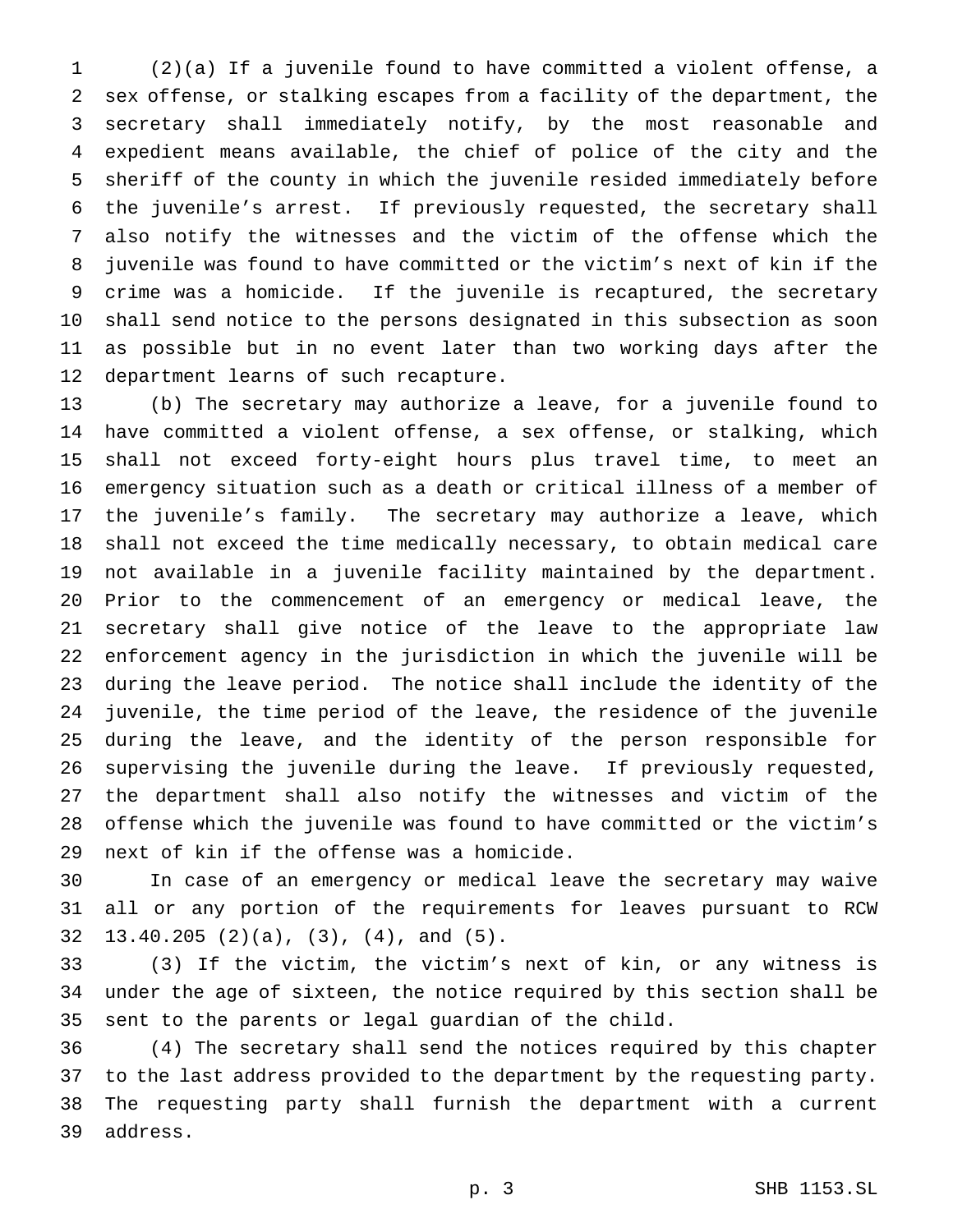(2)(a) If a juvenile found to have committed a violent offense, a sex offense, or stalking escapes from a facility of the department, the secretary shall immediately notify, by the most reasonable and expedient means available, the chief of police of the city and the sheriff of the county in which the juvenile resided immediately before the juvenile's arrest. If previously requested, the secretary shall also notify the witnesses and the victim of the offense which the juvenile was found to have committed or the victim's next of kin if the crime was a homicide. If the juvenile is recaptured, the secretary shall send notice to the persons designated in this subsection as soon as possible but in no event later than two working days after the department learns of such recapture.

(b) The secretary may authorize a leave, for a juvenile found to have committed a violent offense, a sex offense, or stalking, which shall not exceed forty-eight hours plus travel time, to meet an emergency situation such as a death or critical illness of a member of the juvenile's family. The secretary may authorize a leave, which shall not exceed the time medically necessary, to obtain medical care not available in a juvenile facility maintained by the department. Prior to the commencement of an emergency or medical leave, the secretary shall give notice of the leave to the appropriate law enforcement agency in the jurisdiction in which the juvenile will be during the leave period. The notice shall include the identity of the juvenile, the time period of the leave, the residence of the juvenile during the leave, and the identity of the person responsible for supervising the juvenile during the leave. If previously requested, the department shall also notify the witnesses and victim of the offense which the juvenile was found to have committed or the victim's next of kin if the offense was a homicide.

In case of an emergency or medical leave the secretary may waive all or any portion of the requirements for leaves pursuant to RCW 13.40.205 (2)(a), (3), (4), and (5).

(3) If the victim, the victim's next of kin, or any witness is under the age of sixteen, the notice required by this section shall be sent to the parents or legal guardian of the child.

(4) The secretary shall send the notices required by this chapter to the last address provided to the department by the requesting party. The requesting party shall furnish the department with a current address.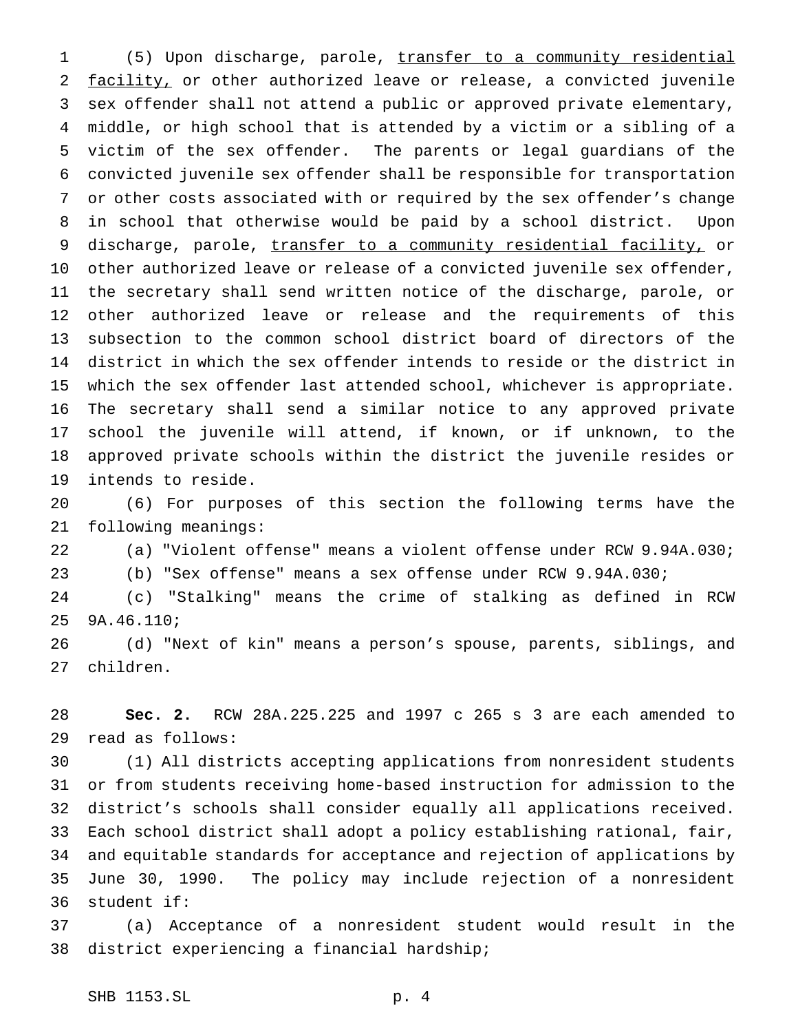(5) Upon discharge, parole, <u>transfer to a community residential facility,</u> or other authorized leave or release, a convicted juvenile sex offender shall not attend a public or approved private elementary, middle, or high school that is attended by a victim or a sibling of a victim of the sex offender. The parents or legal guardians of the convicted juvenile sex offender shall be responsible for transportation or other costs associated with or required by the sex offender's change in school that otherwise would be paid by a school district. Upon discharge, parole, <u>transfer to a community residential facility,</u> or other authorized leave or release of a convicted juvenile sex offender, the secretary shall send written notice of the discharge, parole, or other authorized leave or release and the requirements of this subsection to the common school district board of directors of the district in which the sex offender intends to reside or the district in which the sex offender last attended school, whichever is appropriate. The secretary shall send a similar notice to any approved private school the juvenile will attend, if known, or if unknown, to the approved private schools within the district the juvenile resides or intends to reside.

(6) For purposes of this section the following terms have the following meanings:

(a) "Violent offense" means a violent offense under RCW 9.94A.030;

(b) "Sex offense" means a sex offense under RCW 9.94A.030;

(c) "Stalking" means the crime of stalking as defined in RCW 9A.46.110;

(d) "Next of kin" means a person's spouse, parents, siblings, and children.

**Sec. 2.** RCW 28A.225.225 and 1997 c 265 s 3 are each amended to read as follows:

(1) All districts accepting applications from nonresident students or from students receiving home-based instruction for admission to the district's schools shall consider equally all applications received. Each school district shall adopt a policy establishing rational, fair, and equitable standards for acceptance and rejection of applications by June 30, 1990. The policy may include rejection of a nonresident student if:

(a) Acceptance of a nonresident student would result in the district experiencing a financial hardship;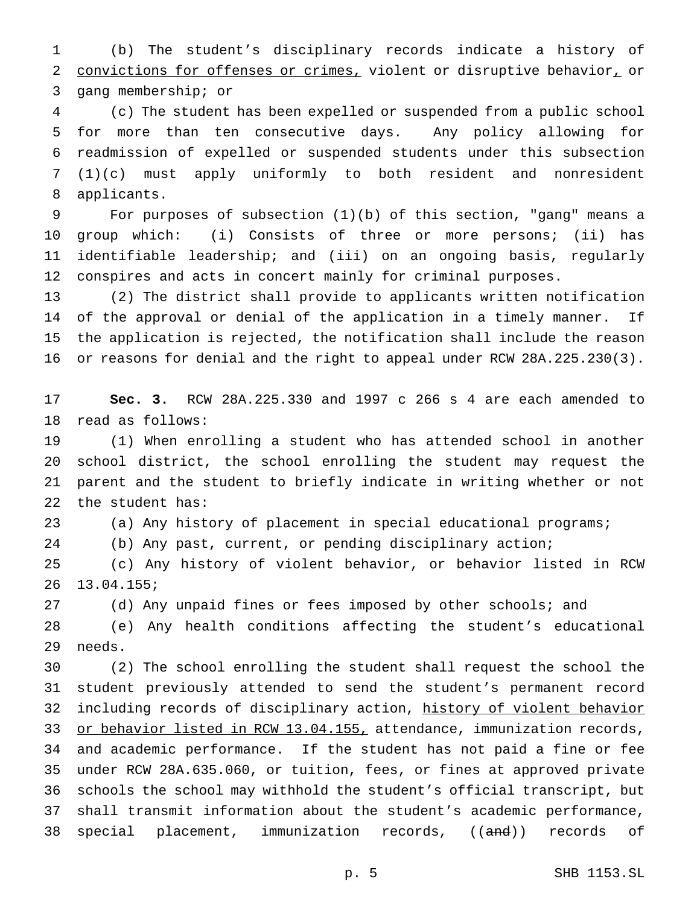(b) The student's disciplinary records indicate a history of convictions for offenses or crimes, violent or disruptive behavior, or gang membership; or

(c) The student has been expelled or suspended from a public school for more than ten consecutive days. Any policy allowing for readmission of expelled or suspended students under this subsection (1)(c) must apply uniformly to both resident and nonresident applicants.

For purposes of subsection (1)(b) of this section, "gang" means a group which: (i) Consists of three or more persons; (ii) has identifiable leadership; and (iii) on an ongoing basis, regularly conspires and acts in concert mainly for criminal purposes.

(2) The district shall provide to applicants written notification of the approval or denial of the application in a timely manner. If the application is rejected, the notification shall include the reason or reasons for denial and the right to appeal under RCW 28A.225.230(3).

**Sec. 3.** RCW 28A.225.330 and 1997 c 266 s 4 are each amended to read as follows:

(1) When enrolling a student who has attended school in another school district, the school enrolling the student may request the parent and the student to briefly indicate in writing whether or not the student has:

(a) Any history of placement in special educational programs;

(b) Any past, current, or pending disciplinary action;

(c) Any history of violent behavior, or behavior listed in RCW 13.04.155;

(d) Any unpaid fines or fees imposed by other schools; and

(e) Any health conditions affecting the student's educational needs.

(2) The school enrolling the student shall request the school the student previously attended to send the student's permanent record including records of disciplinary action, history of violent behavior or behavior listed in RCW 13.04.155, attendance, immunization records, and academic performance. If the student has not paid a fine or fee under RCW 28A.635.060, or tuition, fees, or fines at approved private schools the school may withhold the student's official transcript, but shall transmit information about the student's academic performance, special placement, immunization records, ((and)) records of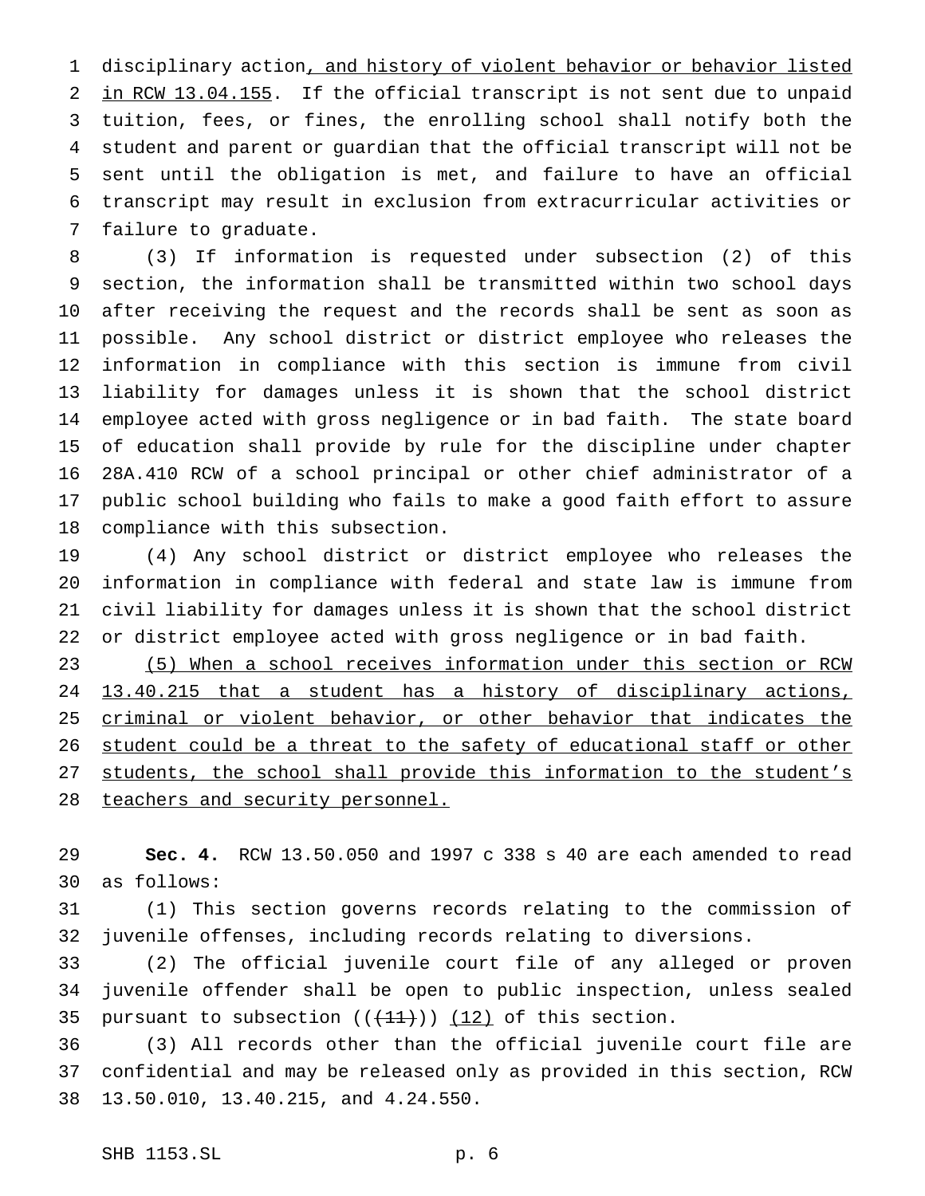disciplinary action, and history of violent behavior or behavior listed in RCW 13.04.155. If the official transcript is not sent due to unpaid tuition, fees, or fines, the enrolling school shall notify both the student and parent or guardian that the official transcript will not be sent until the obligation is met, and failure to have an official transcript may result in exclusion from extracurricular activities or failure to graduate.

(3) If information is requested under subsection (2) of this section, the information shall be transmitted within two school days after receiving the request and the records shall be sent as soon as possible. Any school district or district employee who releases the information in compliance with this section is immune from civil liability for damages unless it is shown that the school district employee acted with gross negligence or in bad faith. The state board of education shall provide by rule for the discipline under chapter 28A.410 RCW of a school principal or other chief administrator of a public school building who fails to make a good faith effort to assure compliance with this subsection.

(4) Any school district or district employee who releases the information in compliance with federal and state law is immune from civil liability for damages unless it is shown that the school district or district employee acted with gross negligence or in bad faith.

(5) When a school receives information under this section or RCW 13.40.215 that a student has a history of disciplinary actions, criminal or violent behavior, or other behavior that indicates the student could be a threat to the safety of educational staff or other students, the school shall provide this information to the student's teachers and security personnel.

**Sec. 4.** RCW 13.50.050 and 1997 c 338 s 40 are each amended to read as follows:

(1) This section governs records relating to the commission of juvenile offenses, including records relating to diversions.

(2) The official juvenile court file of any alleged or proven juvenile offender shall be open to public inspection, unless sealed pursuant to subsection ((~~(11)~~)) (12) of this section.

(3) All records other than the official juvenile court file are confidential and may be released only as provided in this section, RCW 13.50.010, 13.40.215, and 4.24.550.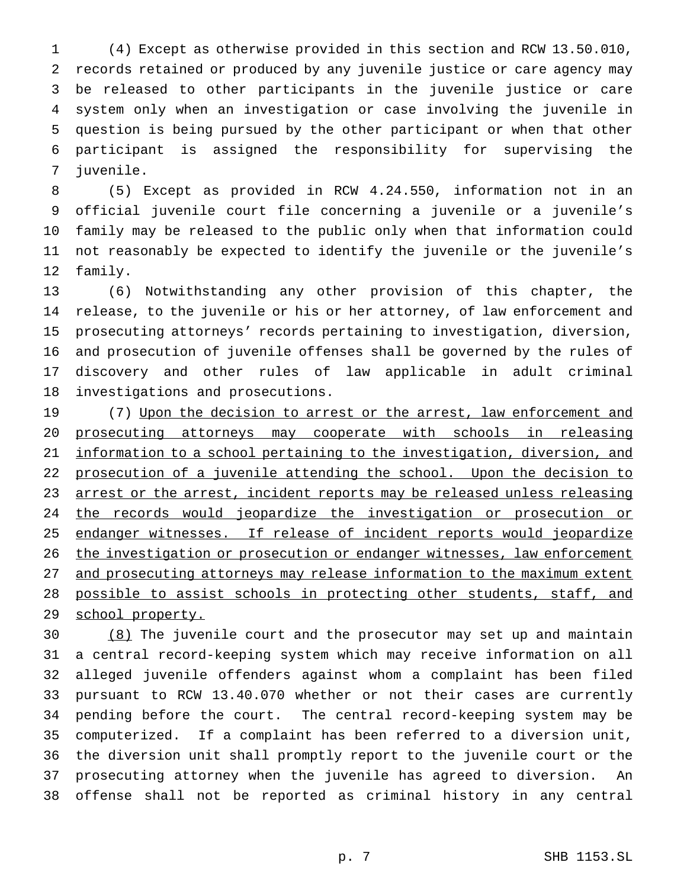(4) Except as otherwise provided in this section and RCW 13.50.010, records retained or produced by any juvenile justice or care agency may be released to other participants in the juvenile justice or care system only when an investigation or case involving the juvenile in question is being pursued by the other participant or when that other participant is assigned the responsibility for supervising the juvenile.

(5) Except as provided in RCW 4.24.550, information not in an official juvenile court file concerning a juvenile or a juvenile's family may be released to the public only when that information could not reasonably be expected to identify the juvenile or the juvenile's family.

(6) Notwithstanding any other provision of this chapter, the release, to the juvenile or his or her attorney, of law enforcement and prosecuting attorneys' records pertaining to investigation, diversion, and prosecution of juvenile offenses shall be governed by the rules of discovery and other rules of law applicable in adult criminal investigations and prosecutions.

(7) <u>Upon the decision to arrest or the arrest, law enforcement and prosecuting attorneys may cooperate with schools in releasing information to a school pertaining to the investigation, diversion, and prosecution of a juvenile attending the school. Upon the decision to arrest or the arrest, incident reports may be released unless releasing the records would jeopardize the investigation or prosecution or endanger witnesses. If release of incident reports would jeopardize the investigation or prosecution or endanger witnesses, law enforcement and prosecuting attorneys may release information to the maximum extent possible to assist schools in protecting other students, staff, and school property.</u>

<u>(8)</u> The juvenile court and the prosecutor may set up and maintain a central record-keeping system which may receive information on all alleged juvenile offenders against whom a complaint has been filed pursuant to RCW 13.40.070 whether or not their cases are currently pending before the court. The central record-keeping system may be computerized. If a complaint has been referred to a diversion unit, the diversion unit shall promptly report to the juvenile court or the prosecuting attorney when the juvenile has agreed to diversion. An offense shall not be reported as criminal history in any central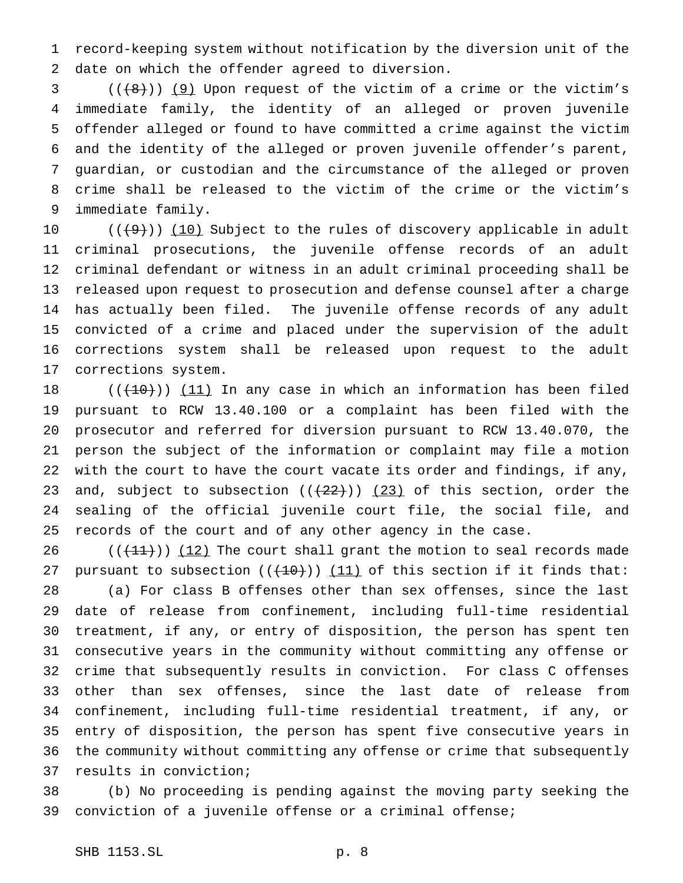record-keeping system without notification by the diversion unit of the date on which the offender agreed to diversion.

(((8))) (9) Upon request of the victim of a crime or the victim's immediate family, the identity of an alleged or proven juvenile offender alleged or found to have committed a crime against the victim and the identity of the alleged or proven juvenile offender's parent, guardian, or custodian and the circumstance of the alleged or proven crime shall be released to the victim of the crime or the victim's immediate family.

(((9))) (10) Subject to the rules of discovery applicable in adult criminal prosecutions, the juvenile offense records of an adult criminal defendant or witness in an adult criminal proceeding shall be released upon request to prosecution and defense counsel after a charge has actually been filed. The juvenile offense records of any adult convicted of a crime and placed under the supervision of the adult corrections system shall be released upon request to the adult corrections system.

(((10))) (11) In any case in which an information has been filed pursuant to RCW 13.40.100 or a complaint has been filed with the prosecutor and referred for diversion pursuant to RCW 13.40.070, the person the subject of the information or complaint may file a motion with the court to have the court vacate its order and findings, if any, and, subject to subsection (((22))) (23) of this section, order the sealing of the official juvenile court file, the social file, and records of the court and of any other agency in the case.

(((11))) (12) The court shall grant the motion to seal records made pursuant to subsection (((10))) (11) of this section if it finds that:

(a) For class B offenses other than sex offenses, since the last date of release from confinement, including full-time residential treatment, if any, or entry of disposition, the person has spent ten consecutive years in the community without committing any offense or crime that subsequently results in conviction. For class C offenses other than sex offenses, since the last date of release from confinement, including full-time residential treatment, if any, or entry of disposition, the person has spent five consecutive years in the community without committing any offense or crime that subsequently results in conviction;

(b) No proceeding is pending against the moving party seeking the conviction of a juvenile offense or a criminal offense;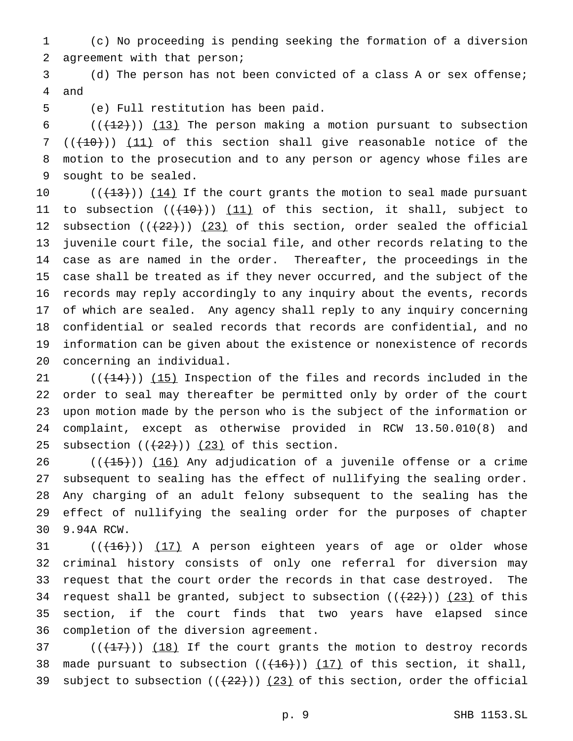(c) No proceeding is pending seeking the formation of a diversion agreement with that person;

(d) The person has not been convicted of a class A or sex offense; and

(e) Full restitution has been paid.

((~~(12)~~)) (13) The person making a motion pursuant to subsection ((~~(10)~~)) (11) of this section shall give reasonable notice of the motion to the prosecution and to any person or agency whose files are sought to be sealed.

((~~(13)~~)) (14) If the court grants the motion to seal made pursuant to subsection ((~~(10)~~)) (11) of this section, it shall, subject to subsection ((~~(22)~~)) (23) of this section, order sealed the official juvenile court file, the social file, and other records relating to the case as are named in the order. Thereafter, the proceedings in the case shall be treated as if they never occurred, and the subject of the records may reply accordingly to any inquiry about the events, records of which are sealed. Any agency shall reply to any inquiry concerning confidential or sealed records that records are confidential, and no information can be given about the existence or nonexistence of records concerning an individual.

((~~(14)~~)) (15) Inspection of the files and records included in the order to seal may thereafter be permitted only by order of the court upon motion made by the person who is the subject of the information or complaint, except as otherwise provided in RCW 13.50.010(8) and subsection ((~~(22)~~)) (23) of this section.

((~~(15)~~)) (16) Any adjudication of a juvenile offense or a crime subsequent to sealing has the effect of nullifying the sealing order. Any charging of an adult felony subsequent to the sealing has the effect of nullifying the sealing order for the purposes of chapter 9.94A RCW.

((~~(16)~~)) (17) A person eighteen years of age or older whose criminal history consists of only one referral for diversion may request that the court order the records in that case destroyed. The request shall be granted, subject to subsection ((~~(22)~~)) (23) of this section, if the court finds that two years have elapsed since completion of the diversion agreement.

((~~(17)~~)) (18) If the court grants the motion to destroy records made pursuant to subsection ((~~(16)~~)) (17) of this section, it shall, subject to subsection ((~~(22)~~)) (23) of this section, order the official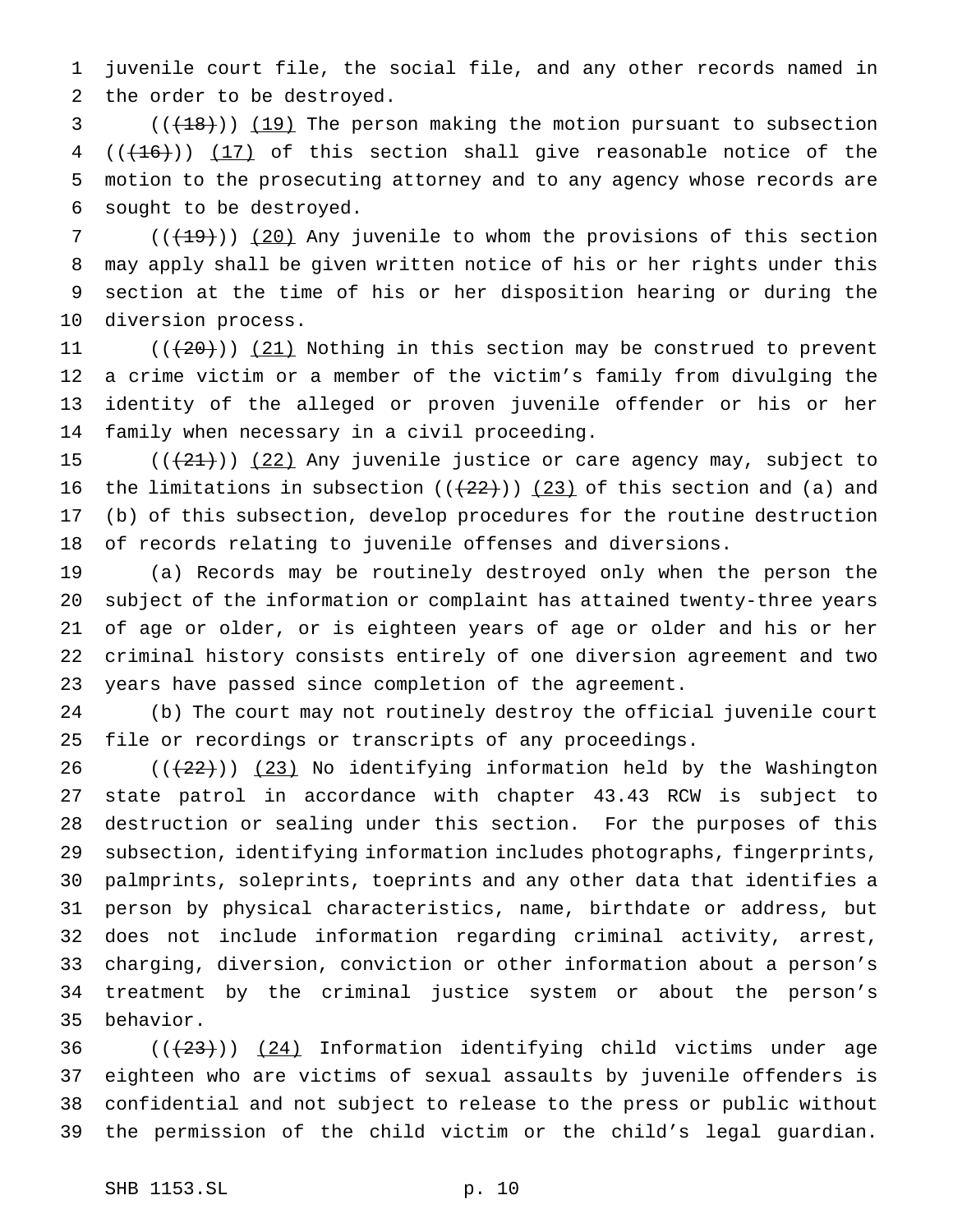juvenile court file, the social file, and any other records named in the order to be destroyed.

((~~(18)~~)) (19) The person making the motion pursuant to subsection ((~~(16)~~)) (17) of this section shall give reasonable notice of the motion to the prosecuting attorney and to any agency whose records are sought to be destroyed.

((~~(19)~~)) (20) Any juvenile to whom the provisions of this section may apply shall be given written notice of his or her rights under this section at the time of his or her disposition hearing or during the diversion process.

((~~(20)~~)) (21) Nothing in this section may be construed to prevent a crime victim or a member of the victim's family from divulging the identity of the alleged or proven juvenile offender or his or her family when necessary in a civil proceeding.

((~~(21)~~)) (22) Any juvenile justice or care agency may, subject to the limitations in subsection ((~~(22)~~)) (23) of this section and (a) and (b) of this subsection, develop procedures for the routine destruction of records relating to juvenile offenses and diversions.

(a) Records may be routinely destroyed only when the person the subject of the information or complaint has attained twenty-three years of age or older, or is eighteen years of age or older and his or her criminal history consists entirely of one diversion agreement and two years have passed since completion of the agreement.

(b) The court may not routinely destroy the official juvenile court file or recordings or transcripts of any proceedings.

((~~(22)~~)) (23) No identifying information held by the Washington state patrol in accordance with chapter 43.43 RCW is subject to destruction or sealing under this section. For the purposes of this subsection, identifying information includes photographs, fingerprints, palmprints, soleprints, toeprints and any other data that identifies a person by physical characteristics, name, birthdate or address, but does not include information regarding criminal activity, arrest, charging, diversion, conviction or other information about a person's treatment by the criminal justice system or about the person's behavior.

((~~(23)~~)) (24) Information identifying child victims under age eighteen who are victims of sexual assaults by juvenile offenders is confidential and not subject to release to the press or public without the permission of the child victim or the child's legal guardian.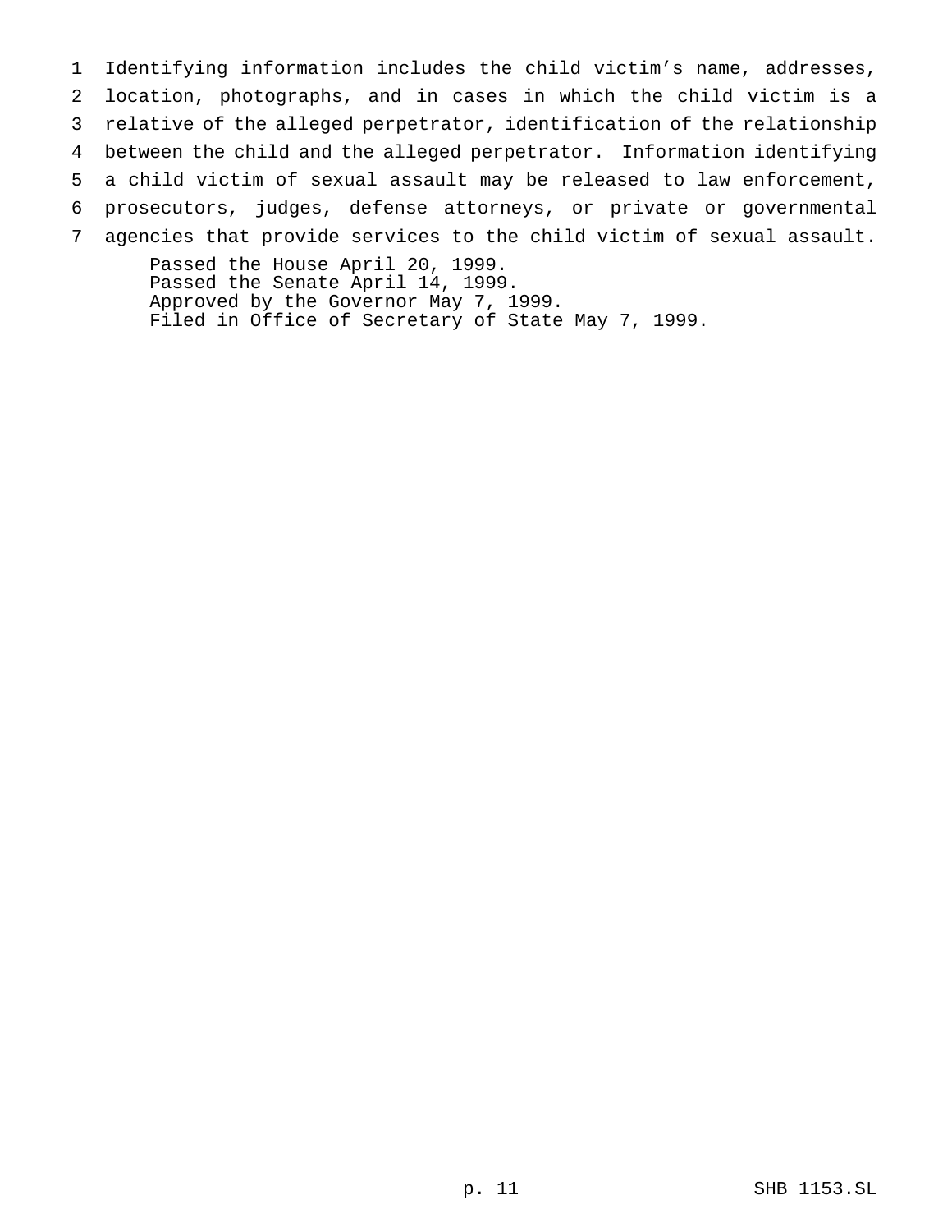Identifying information includes the child victim's name, addresses, location, photographs, and in cases in which the child victim is a relative of the alleged perpetrator, identification of the relationship between the child and the alleged perpetrator. Information identifying a child victim of sexual assault may be released to law enforcement, prosecutors, judges, defense attorneys, or private or governmental agencies that provide services to the child victim of sexual assault.

Passed the House April 20, 1999.
Passed the Senate April 14, 1999.
Approved by the Governor May 7, 1999.
Filed in Office of Secretary of State May 7, 1999.